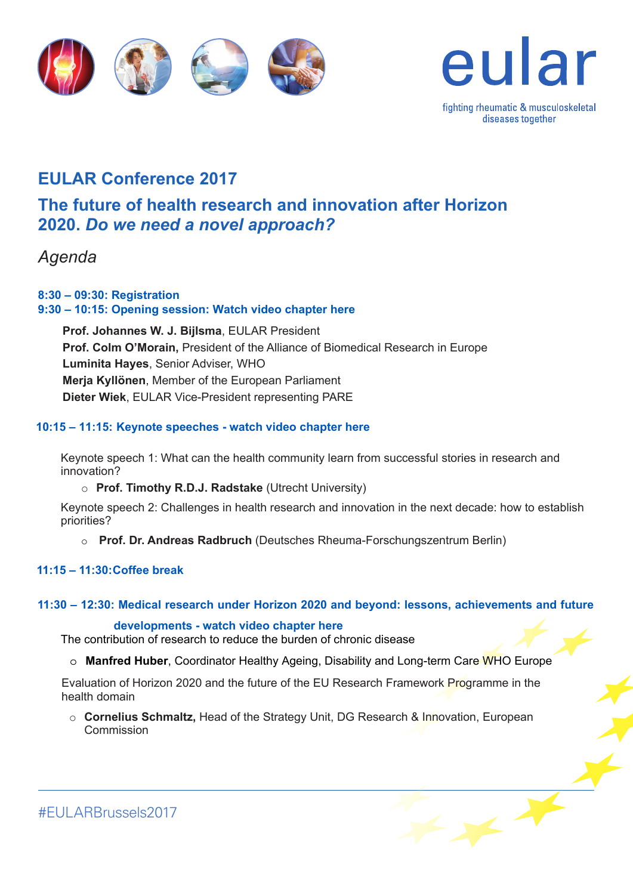eular

fighting rheumatic & musculoskeletal diseases together

# EULAR Conference 2017

## The future of health research and innovation after Horizon 2020. *Do we need a novel approach?*

*Agenda*

**8:30 – 09:30: Registration**

**9:30 – 10:15: Opening session: Watch video chapter here**

**Prof. Johannes W. J. Bijlsma**, EULAR President
**Prof. Colm O'Morain,** President of the Alliance of Biomedical Research in Europe
**Luminita Hayes**, Senior Adviser, WHO
**Merja Kyllönen**, Member of the European Parliament
**Dieter Wiek**, EULAR Vice-President representing PARE

**10:15 – 11:15: Keynote speeches - watch video chapter here**

Keynote speech 1: What can the health community learn from successful stories in research and innovation?

- **Prof. Timothy R.D.J. Radstake** (Utrecht University)

Keynote speech 2: Challenges in health research and innovation in the next decade: how to establish priorities?

- **Prof. Dr. Andreas Radbruch** (Deutsches Rheuma-Forschungszentrum Berlin)

**11:15 – 11:30: Coffee break**

**11:30 – 12:30: Medical research under Horizon 2020 and beyond: lessons, achievements and future developments - watch video chapter here**

The contribution of research to reduce the burden of chronic disease

- **Manfred Huber**, Coordinator Healthy Ageing, Disability and Long-term Care WHO Europe

Evaluation of Horizon 2020 and the future of the EU Research Framework Programme in the health domain

- **Cornelius Schmaltz,** Head of the Strategy Unit, DG Research & Innovation, European Commission

#EULARBrussels2017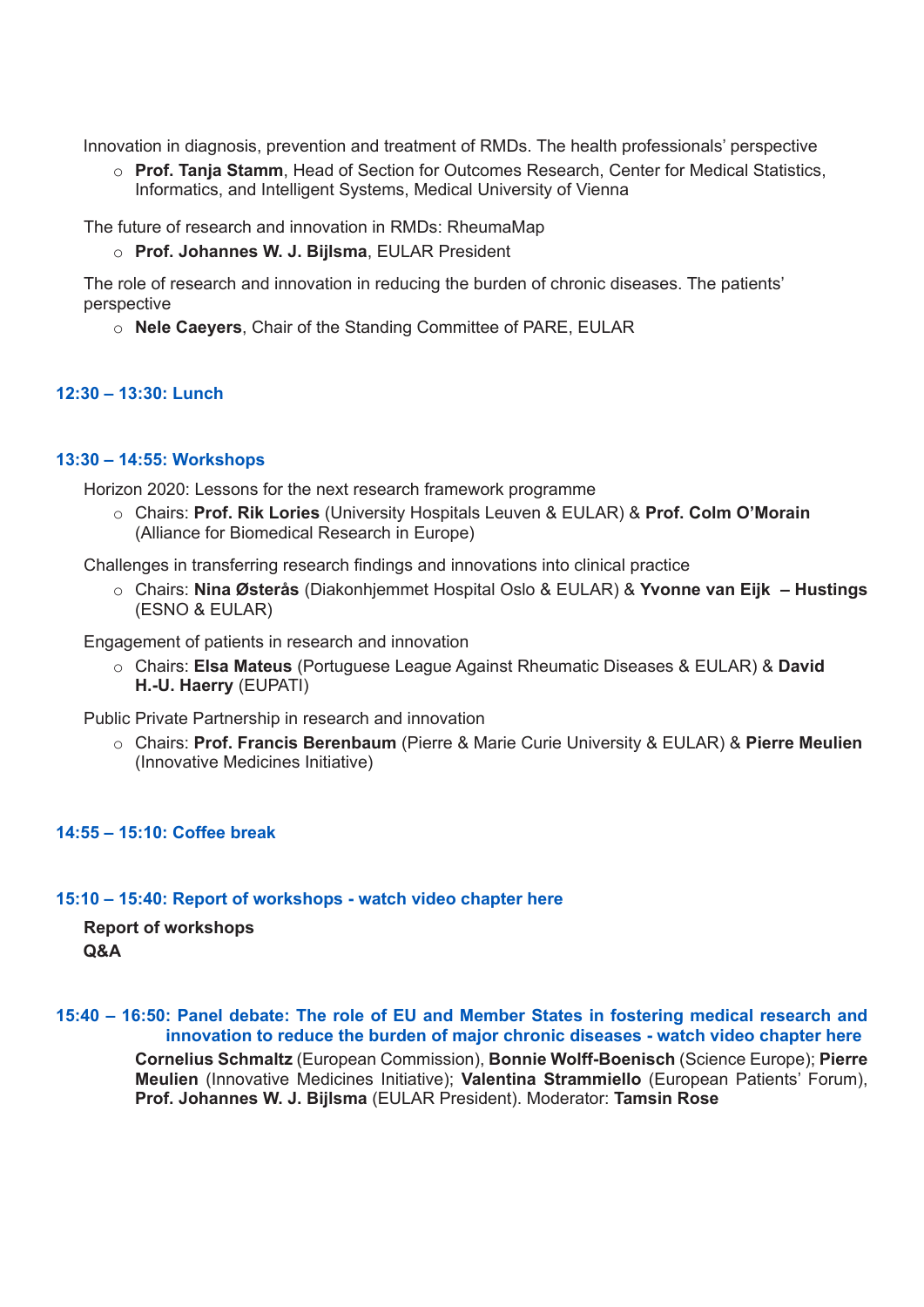Innovation in diagnosis, prevention and treatment of RMDs. The health professionals' perspective

- **Prof. Tanja Stamm**, Head of Section for Outcomes Research, Center for Medical Statistics, Informatics, and Intelligent Systems, Medical University of Vienna

The future of research and innovation in RMDs: RheumaMap

- **Prof. Johannes W. J. Bijlsma**, EULAR President

The role of research and innovation in reducing the burden of chronic diseases. The patients' perspective

- **Nele Caeyers**, Chair of the Standing Committee of PARE, EULAR

### 12:30 – 13:30: Lunch

### 13:30 – 14:55: Workshops

Horizon 2020: Lessons for the next research framework programme

- Chairs: **Prof. Rik Lories** (University Hospitals Leuven & EULAR) & **Prof. Colm O'Morain** (Alliance for Biomedical Research in Europe)

Challenges in transferring research findings and innovations into clinical practice

- Chairs: **Nina Østerås** (Diakonhjemmet Hospital Oslo & EULAR) & **Yvonne van Eijk – Hustings** (ESNO & EULAR)

Engagement of patients in research and innovation

- Chairs: **Elsa Mateus** (Portuguese League Against Rheumatic Diseases & EULAR) & **David H.-U. Haerry** (EUPATI)

Public Private Partnership in research and innovation

- Chairs: **Prof. Francis Berenbaum** (Pierre & Marie Curie University & EULAR) & **Pierre Meulien** (Innovative Medicines Initiative)

### 14:55 – 15:10: Coffee break

### 15:10 – 15:40: Report of workshops - watch video chapter here

**Report of workshops**
**Q&A**

### 15:40 – 16:50: Panel debate: The role of EU and Member States in fostering medical research and innovation to reduce the burden of major chronic diseases - watch video chapter here

**Cornelius Schmaltz** (European Commission), **Bonnie Wolff-Boenisch** (Science Europe); **Pierre Meulien** (Innovative Medicines Initiative); **Valentina Strammiello** (European Patients' Forum), **Prof. Johannes W. J. Bijlsma** (EULAR President). Moderator: **Tamsin Rose**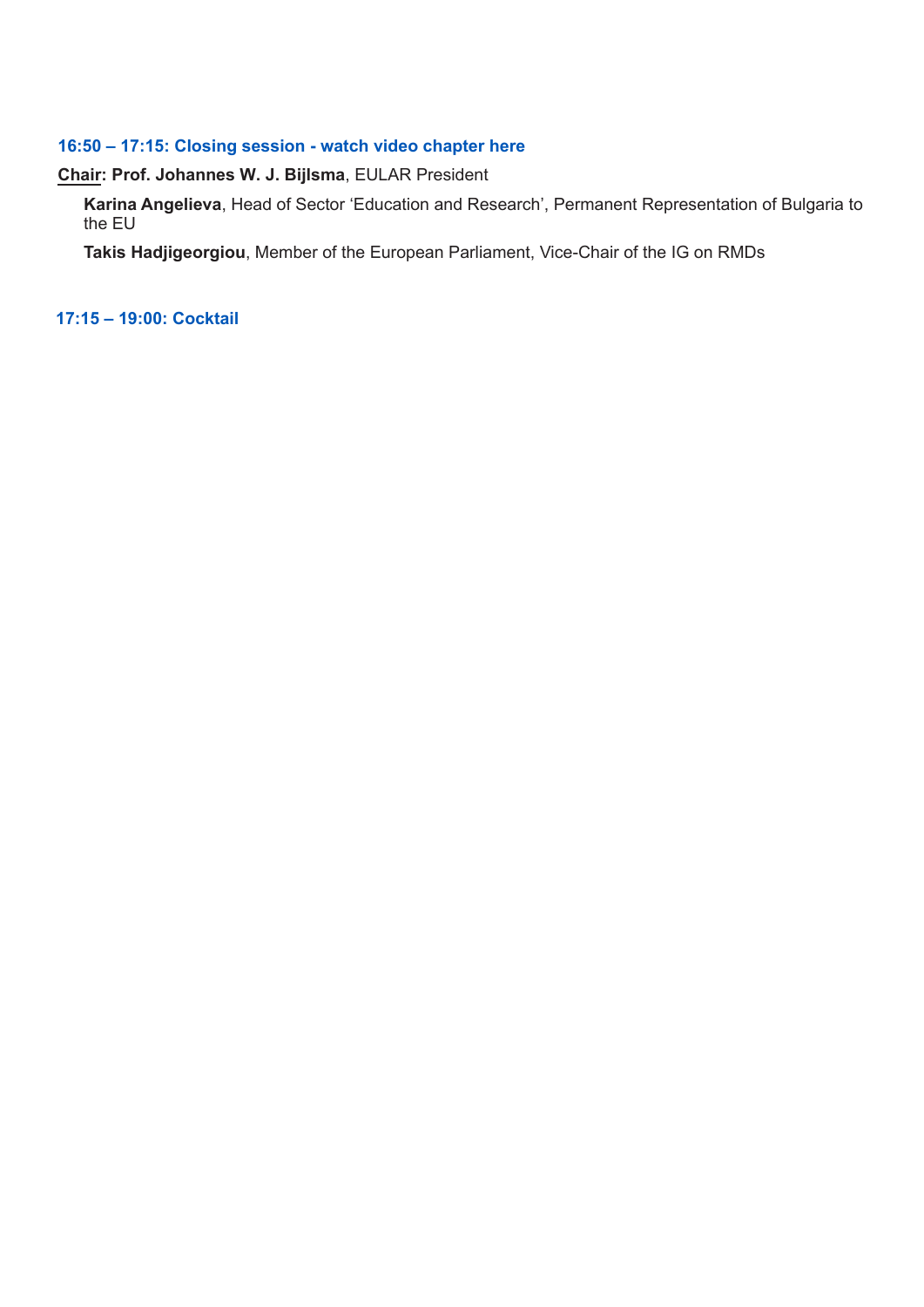### 16:50 – 17:15: Closing session - watch video chapter here

**Chair: Prof. Johannes W. J. Bijlsma**, EULAR President

**Karina Angelieva**, Head of Sector 'Education and Research', Permanent Representation of Bulgaria to the EU

**Takis Hadjigeorgiou**, Member of the European Parliament, Vice-Chair of the IG on RMDs

### 17:15 – 19:00: Cocktail